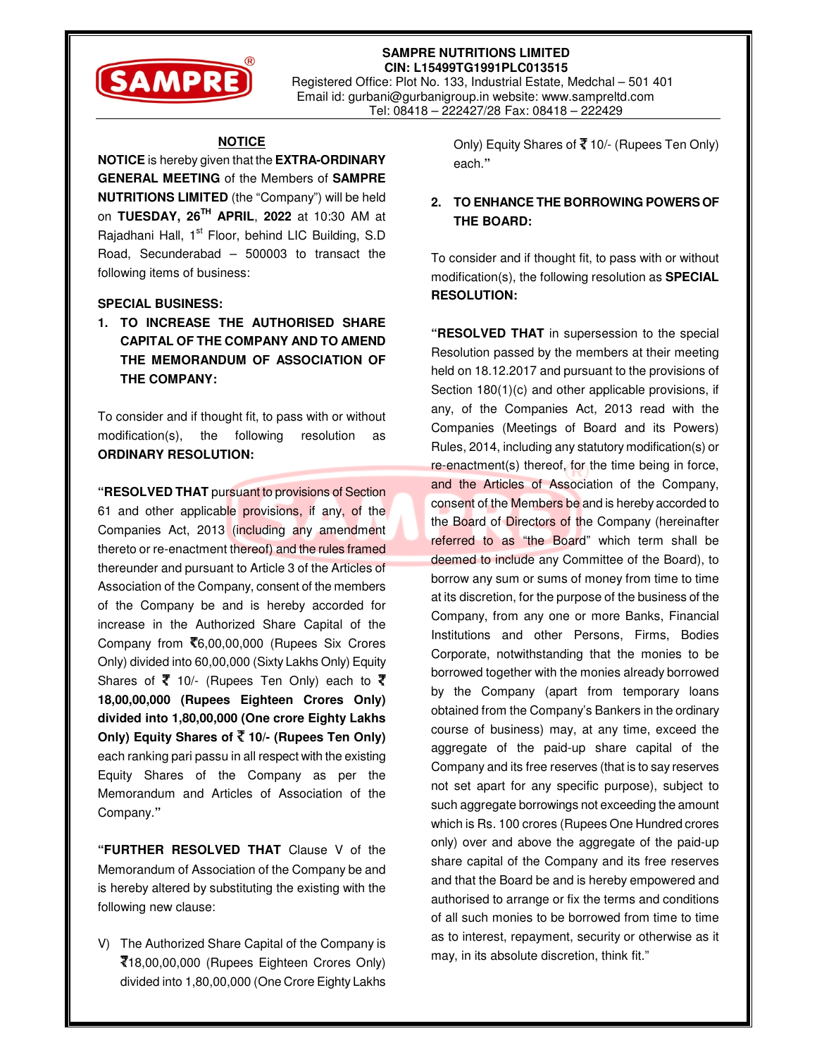**SAMPRE NUTRITIONS LIMITED**
**CIN: L15499TG1991PLC013515**
Registered Office: Plot No. 133, Industrial Estate, Medchal – 501 401
Email id: gurbani@gurbanigroup.in website: www.sampreltd.com
Tel: 08418 – 222427/28 Fax: 08418 – 222429

## NOTICE

**NOTICE** is hereby given that the **EXTRA-ORDINARY GENERAL MEETING** of the Members of **SAMPRE NUTRITIONS LIMITED** (the "Company") will be held on **TUESDAY, 26TH APRIL, 2022** at 10:30 AM at Rajadhani Hall, 1st Floor, behind LIC Building, S.D Road, Secunderabad – 500003 to transact the following items of business:

**SPECIAL BUSINESS:**

1. **TO INCREASE THE AUTHORISED SHARE CAPITAL OF THE COMPANY AND TO AMEND THE MEMORANDUM OF ASSOCIATION OF THE COMPANY:**

To consider and if thought fit, to pass with or without modification(s), the following resolution as **ORDINARY RESOLUTION:**

"**RESOLVED THAT** pursuant to provisions of Section 61 and other applicable provisions, if any, of the Companies Act, 2013 (including any amendment thereto or re-enactment thereof) and the rules framed thereunder and pursuant to Article 3 of the Articles of Association of the Company, consent of the members of the Company be and is hereby accorded for increase in the Authorized Share Capital of the Company from ₹6,00,00,000 (Rupees Six Crores Only) divided into 60,00,000 (Sixty Lakhs Only) Equity Shares of ₹ 10/- (Rupees Ten Only) each to ₹ **18,00,00,000 (Rupees Eighteen Crores Only) divided into 1,80,00,000 (One crore Eighty Lakhs Only) Equity Shares of ₹ 10/- (Rupees Ten Only)** each ranking pari passu in all respect with the existing Equity Shares of the Company as per the Memorandum and Articles of Association of the Company."

"**FURTHER RESOLVED THAT** Clause V of the Memorandum of Association of the Company be and is hereby altered by substituting the existing with the following new clause:

V) The Authorized Share Capital of the Company is ₹18,00,00,000 (Rupees Eighteen Crores Only) divided into 1,80,00,000 (One Crore Eighty Lakhs Only) Equity Shares of ₹ 10/- (Rupees Ten Only) each."

2. **TO ENHANCE THE BORROWING POWERS OF THE BOARD:**

To consider and if thought fit, to pass with or without modification(s), the following resolution as **SPECIAL RESOLUTION:**

"**RESOLVED THAT** in supersession to the special Resolution passed by the members at their meeting held on 18.12.2017 and pursuant to the provisions of Section 180(1)(c) and other applicable provisions, if any, of the Companies Act, 2013 read with the Companies (Meetings of Board and its Powers) Rules, 2014, including any statutory modification(s) or re-enactment(s) thereof, for the time being in force, and the Articles of Association of the Company, consent of the Members be and is hereby accorded to the Board of Directors of the Company (hereinafter referred to as "the Board" which term shall be deemed to include any Committee of the Board), to borrow any sum or sums of money from time to time at its discretion, for the purpose of the business of the Company, from any one or more Banks, Financial Institutions and other Persons, Firms, Bodies Corporate, notwithstanding that the monies to be borrowed together with the monies already borrowed by the Company (apart from temporary loans obtained from the Company's Bankers in the ordinary course of business) may, at any time, exceed the aggregate of the paid-up share capital of the Company and its free reserves (that is to say reserves not set apart for any specific purpose), subject to such aggregate borrowings not exceeding the amount which is Rs. 100 crores (Rupees One Hundred crores only) over and above the aggregate of the paid-up share capital of the Company and its free reserves and that the Board be and is hereby empowered and authorised to arrange or fix the terms and conditions of all such monies to be borrowed from time to time as to interest, repayment, security or otherwise as it may, in its absolute discretion, think fit."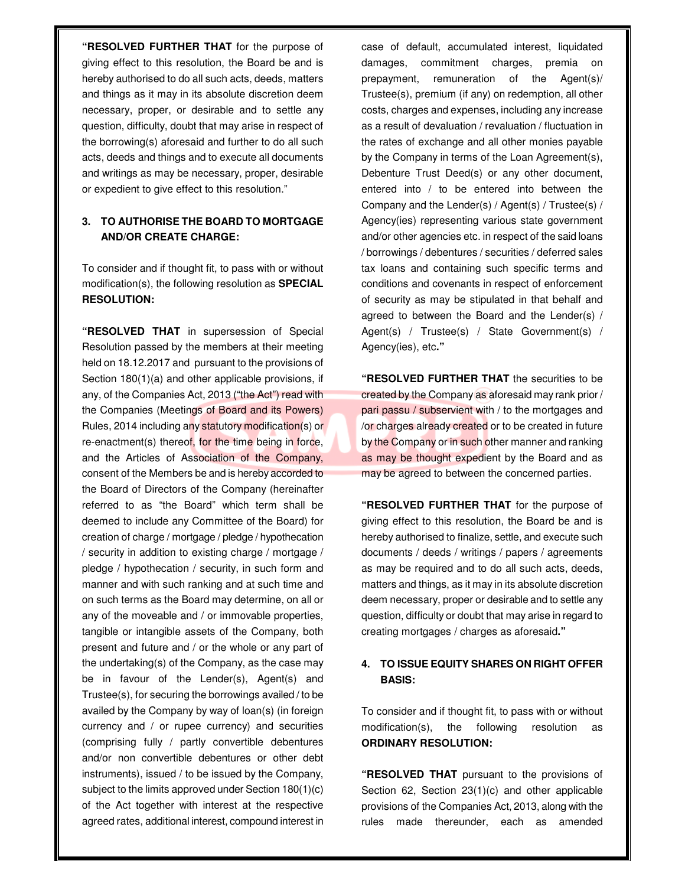**"RESOLVED FURTHER THAT** for the purpose of giving effect to this resolution, the Board be and is hereby authorised to do all such acts, deeds, matters and things as it may in its absolute discretion deem necessary, proper, or desirable and to settle any question, difficulty, doubt that may arise in respect of the borrowing(s) aforesaid and further to do all such acts, deeds and things and to execute all documents and writings as may be necessary, proper, desirable or expedient to give effect to this resolution."

### 3. TO AUTHORISE THE BOARD TO MORTGAGE AND/OR CREATE CHARGE:

To consider and if thought fit, to pass with or without modification(s), the following resolution as **SPECIAL RESOLUTION:**

**"RESOLVED THAT** in supersession of Special Resolution passed by the members at their meeting held on 18.12.2017 and pursuant to the provisions of Section 180(1)(a) and other applicable provisions, if any, of the Companies Act, 2013 ("the Act") read with the Companies (Meetings of Board and its Powers) Rules, 2014 including any statutory modification(s) or re-enactment(s) thereof, for the time being in force, and the Articles of Association of the Company, consent of the Members be and is hereby accorded to the Board of Directors of the Company (hereinafter referred to as "the Board" which term shall be deemed to include any Committee of the Board) for creation of charge / mortgage / pledge / hypothecation / security in addition to existing charge / mortgage / pledge / hypothecation / security, in such form and manner and with such ranking and at such time and on such terms as the Board may determine, on all or any of the moveable and / or immovable properties, tangible or intangible assets of the Company, both present and future and / or the whole or any part of the undertaking(s) of the Company, as the case may be in favour of the Lender(s), Agent(s) and Trustee(s), for securing the borrowings availed / to be availed by the Company by way of loan(s) (in foreign currency and / or rupee currency) and securities (comprising fully / partly convertible debentures and/or non convertible debentures or other debt instruments), issued / to be issued by the Company, subject to the limits approved under Section 180(1)(c) of the Act together with interest at the respective agreed rates, additional interest, compound interest in case of default, accumulated interest, liquidated damages, commitment charges, premia on prepayment, remuneration of the Agent(s)/ Trustee(s), premium (if any) on redemption, all other costs, charges and expenses, including any increase as a result of devaluation / revaluation / fluctuation in the rates of exchange and all other monies payable by the Company in terms of the Loan Agreement(s), Debenture Trust Deed(s) or any other document, entered into / to be entered into between the Company and the Lender(s) / Agent(s) / Trustee(s) / Agency(ies) representing various state government and/or other agencies etc. in respect of the said loans / borrowings / debentures / securities / deferred sales tax loans and containing such specific terms and conditions and covenants in respect of enforcement of security as may be stipulated in that behalf and agreed to between the Board and the Lender(s) / Agent(s) / Trustee(s) / State Government(s) / Agency(ies), etc**."**

**"RESOLVED FURTHER THAT** the securities to be created by the Company as aforesaid may rank prior / pari passu / subservient with / to the mortgages and /or charges already created or to be created in future by the Company or in such other manner and ranking as may be thought expedient by the Board and as may be agreed to between the concerned parties.

**"RESOLVED FURTHER THAT** for the purpose of giving effect to this resolution, the Board be and is hereby authorised to finalize, settle, and execute such documents / deeds / writings / papers / agreements as may be required and to do all such acts, deeds, matters and things, as it may in its absolute discretion deem necessary, proper or desirable and to settle any question, difficulty or doubt that may arise in regard to creating mortgages / charges as aforesaid**."**

### 4. TO ISSUE EQUITY SHARES ON RIGHT OFFER BASIS:

To consider and if thought fit, to pass with or without modification(s), the following resolution as **ORDINARY RESOLUTION:**

**"RESOLVED THAT** pursuant to the provisions of Section 62, Section 23(1)(c) and other applicable provisions of the Companies Act, 2013, along with the rules made thereunder, each as amended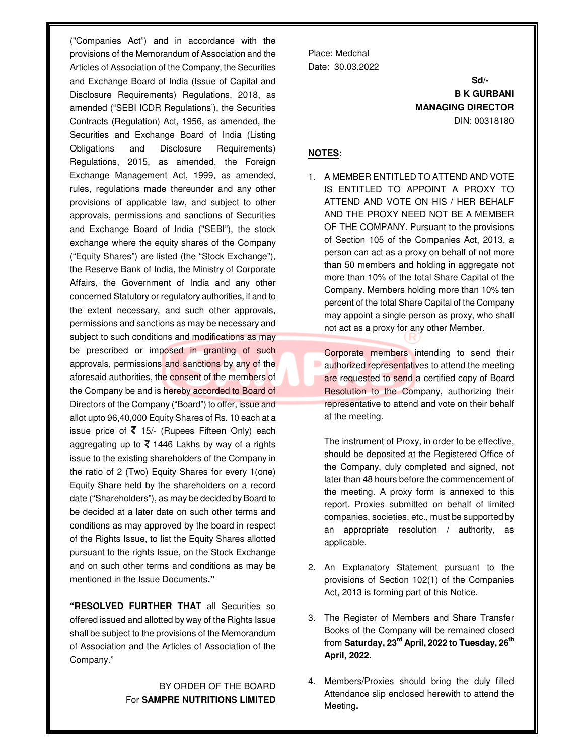("Companies Act") and in accordance with the provisions of the Memorandum of Association and the Articles of Association of the Company, the Securities and Exchange Board of India (Issue of Capital and Disclosure Requirements) Regulations, 2018, as amended ("SEBI ICDR Regulations'), the Securities Contracts (Regulation) Act, 1956, as amended, the Securities and Exchange Board of India (Listing Obligations and Disclosure Requirements) Regulations, 2015, as amended, the Foreign Exchange Management Act, 1999, as amended, rules, regulations made thereunder and any other provisions of applicable law, and subject to other approvals, permissions and sanctions of Securities and Exchange Board of India ("SEBI"), the stock exchange where the equity shares of the Company ("Equity Shares") are listed (the "Stock Exchange"), the Reserve Bank of India, the Ministry of Corporate Affairs, the Government of India and any other concerned Statutory or regulatory authorities, if and to the extent necessary, and such other approvals, permissions and sanctions as may be necessary and subject to such conditions and modifications as may be prescribed or imposed in granting of such approvals, permissions and sanctions by any of the aforesaid authorities, the consent of the members of the Company be and is hereby accorded to Board of Directors of the Company ("Board") to offer, issue and allot upto 96,40,000 Equity Shares of Rs. 10 each at a issue price of ₹ 15/- (Rupees Fifteen Only) each aggregating up to ₹ 1446 Lakhs by way of a rights issue to the existing shareholders of the Company in the ratio of 2 (Two) Equity Shares for every 1(one) Equity Share held by the shareholders on a record date ("Shareholders"), as may be decided by Board to be decided at a later date on such other terms and conditions as may approved by the board in respect of the Rights Issue, to list the Equity Shares allotted pursuant to the rights Issue, on the Stock Exchange and on such other terms and conditions as may be mentioned in the Issue Documents**."**

"**RESOLVED FURTHER THAT** all Securities so offered issued and allotted by way of the Rights Issue shall be subject to the provisions of the Memorandum of Association and the Articles of Association of the Company."

BY ORDER OF THE BOARD
For **SAMPRE NUTRITIONS LIMITED**

Place: Medchal
Date: 30.03.2022

**Sd/-**
**B K GURBANI**
**MANAGING DIRECTOR**
DIN: 00318180

**NOTES:**

1. A MEMBER ENTITLED TO ATTEND AND VOTE IS ENTITLED TO APPOINT A PROXY TO ATTEND AND VOTE ON HIS / HER BEHALF AND THE PROXY NEED NOT BE A MEMBER OF THE COMPANY. Pursuant to the provisions of Section 105 of the Companies Act, 2013, a person can act as a proxy on behalf of not more than 50 members and holding in aggregate not more than 10% of the total Share Capital of the Company. Members holding more than 10% ten percent of the total Share Capital of the Company may appoint a single person as proxy, who shall not act as a proxy for any other Member.

   Corporate members intending to send their authorized representatives to attend the meeting are requested to send a certified copy of Board Resolution to the Company, authorizing their representative to attend and vote on their behalf at the meeting.

   The instrument of Proxy, in order to be effective, should be deposited at the Registered Office of the Company, duly completed and signed, not later than 48 hours before the commencement of the meeting. A proxy form is annexed to this report. Proxies submitted on behalf of limited companies, societies, etc., must be supported by an appropriate resolution / authority, as applicable.

2. An Explanatory Statement pursuant to the provisions of Section 102(1) of the Companies Act, 2013 is forming part of this Notice.

3. The Register of Members and Share Transfer Books of the Company will be remained closed from **Saturday, 23rd April, 2022 to Tuesday, 26th April, 2022.**

4. Members/Proxies should bring the duly filled Attendance slip enclosed herewith to attend the Meeting**.**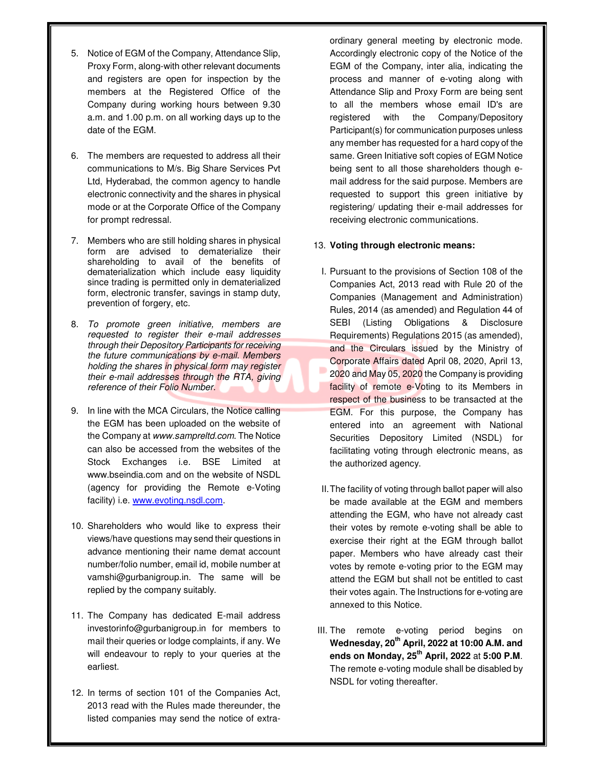5. Notice of EGM of the Company, Attendance Slip, Proxy Form, along-with other relevant documents and registers are open for inspection by the members at the Registered Office of the Company during working hours between 9.30 a.m. and 1.00 p.m. on all working days up to the date of the EGM.

6. The members are requested to address all their communications to M/s. Big Share Services Pvt Ltd, Hyderabad, the common agency to handle electronic connectivity and the shares in physical mode or at the Corporate Office of the Company for prompt redressal.

7. Members who are still holding shares in physical form are advised to dematerialize their shareholding to avail of the benefits of dematerialization which include easy liquidity since trading is permitted only in dematerialized form, electronic transfer, savings in stamp duty, prevention of forgery, etc.

8. *To promote green initiative, members are requested to register their e-mail addresses through their Depository Participants for receiving the future communications by e-mail. Members holding the shares in physical form may register their e-mail addresses through the RTA, giving reference of their Folio Number.*

9. In line with the MCA Circulars, the Notice calling the EGM has been uploaded on the website of the Company at *www.sampreltd.com*. The Notice can also be accessed from the websites of the Stock Exchanges i.e. BSE Limited at www.bseindia.com and on the website of NSDL (agency for providing the Remote e-Voting facility) i.e. www.evoting.nsdl.com.

10. Shareholders who would like to express their views/have questions may send their questions in advance mentioning their name demat account number/folio number, email id, mobile number at vamshi@gurbanigroup.in. The same will be replied by the company suitably.

11. The Company has dedicated E-mail address investorinfo@gurbanigroup.in for members to mail their queries or lodge complaints, if any. We will endeavour to reply to your queries at the earliest.

12. In terms of section 101 of the Companies Act, 2013 read with the Rules made thereunder, the listed companies may send the notice of extra-ordinary general meeting by electronic mode. Accordingly electronic copy of the Notice of the EGM of the Company, inter alia, indicating the process and manner of e-voting along with Attendance Slip and Proxy Form are being sent to all the members whose email ID's are registered with the Company/Depository Participant(s) for communication purposes unless any member has requested for a hard copy of the same. Green Initiative soft copies of EGM Notice being sent to all those shareholders though e-mail address for the said purpose. Members are requested to support this green initiative by registering/ updating their e-mail addresses for receiving electronic communications.

13. **Voting through electronic means:**

I. Pursuant to the provisions of Section 108 of the Companies Act, 2013 read with Rule 20 of the Companies (Management and Administration) Rules, 2014 (as amended) and Regulation 44 of SEBI (Listing Obligations & Disclosure Requirements) Regulations 2015 (as amended), and the Circulars issued by the Ministry of Corporate Affairs dated April 08, 2020, April 13, 2020 and May 05, 2020 the Company is providing facility of remote e-Voting to its Members in respect of the business to be transacted at the EGM. For this purpose, the Company has entered into an agreement with National Securities Depository Limited (NSDL) for facilitating voting through electronic means, as the authorized agency.

II. The facility of voting through ballot paper will also be made available at the EGM and members attending the EGM, who have not already cast their votes by remote e-voting shall be able to exercise their right at the EGM through ballot paper. Members who have already cast their votes by remote e-voting prior to the EGM may attend the EGM but shall not be entitled to cast their votes again. The Instructions for e-voting are annexed to this Notice.

III. The remote e-voting period begins on **Wednesday, 20th April, 2022 at 10:00 A.M. and ends on Monday, 25th April, 2022** at **5:00 P.M**. The remote e-voting module shall be disabled by NSDL for voting thereafter.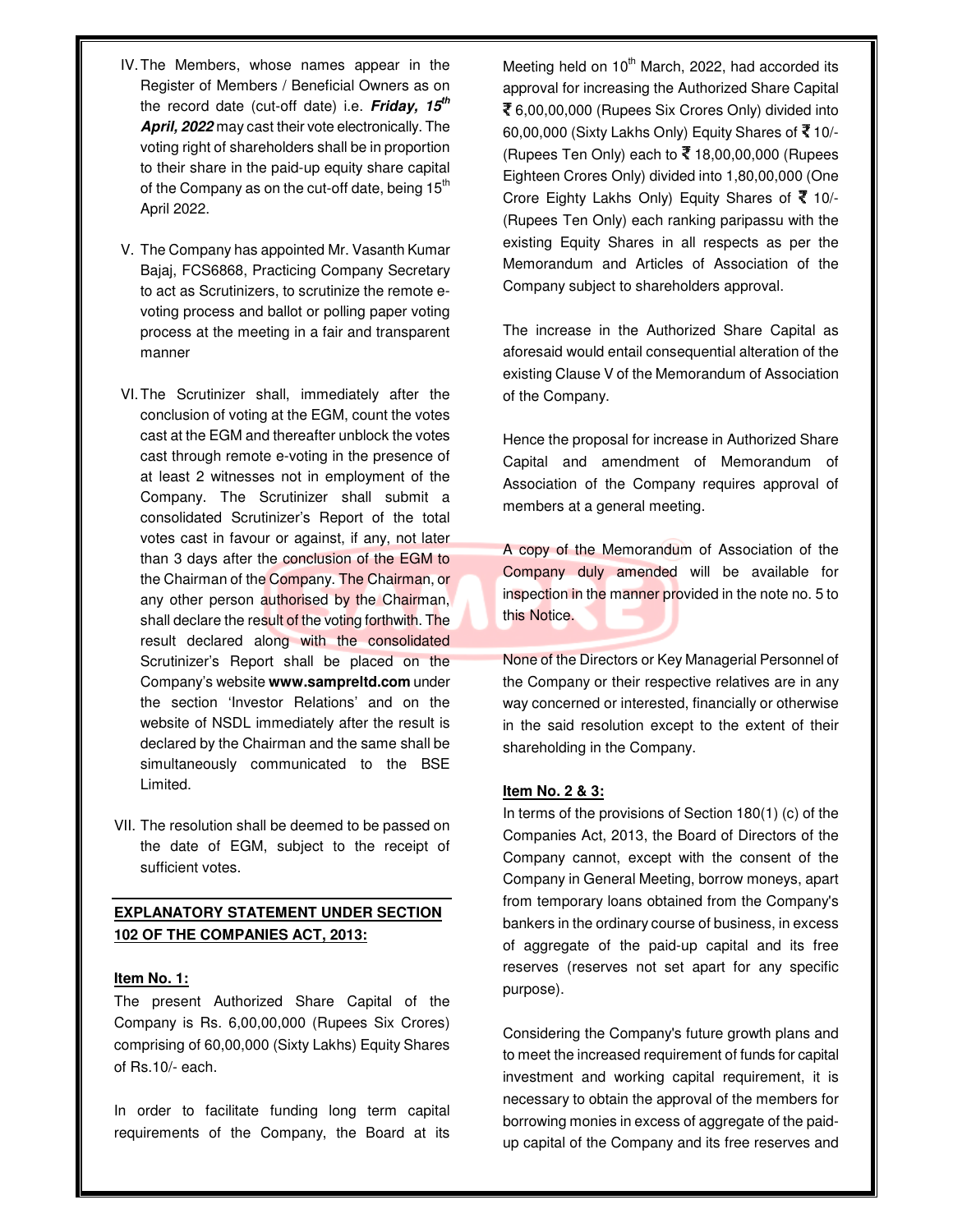IV. The Members, whose names appear in the Register of Members / Beneficial Owners as on the record date (cut-off date) i.e. ***Friday, 15th April, 2022*** may cast their vote electronically. The voting right of shareholders shall be in proportion to their share in the paid-up equity share capital of the Company as on the cut-off date, being 15th April 2022.

V. The Company has appointed Mr. Vasanth Kumar Bajaj, FCS6868, Practicing Company Secretary to act as Scrutinizers, to scrutinize the remote e-voting process and ballot or polling paper voting process at the meeting in a fair and transparent manner

VI. The Scrutinizer shall, immediately after the conclusion of voting at the EGM, count the votes cast at the EGM and thereafter unblock the votes cast through remote e-voting in the presence of at least 2 witnesses not in employment of the Company. The Scrutinizer shall submit a consolidated Scrutinizer's Report of the total votes cast in favour or against, if any, not later than 3 days after the conclusion of the EGM to the Chairman of the Company. The Chairman, or any other person authorised by the Chairman, shall declare the result of the voting forthwith. The result declared along with the consolidated Scrutinizer's Report shall be placed on the Company's website **www.sampreltd.com** under the section 'Investor Relations' and on the website of NSDL immediately after the result is declared by the Chairman and the same shall be simultaneously communicated to the BSE Limited.

VII. The resolution shall be deemed to be passed on the date of EGM, subject to the receipt of sufficient votes.

## EXPLANATORY STATEMENT UNDER SECTION 102 OF THE COMPANIES ACT, 2013:

**Item No. 1:**

The present Authorized Share Capital of the Company is Rs. 6,00,00,000 (Rupees Six Crores) comprising of 60,00,000 (Sixty Lakhs) Equity Shares of Rs.10/- each.

In order to facilitate funding long term capital requirements of the Company, the Board at its Meeting held on 10th March, 2022, had accorded its approval for increasing the Authorized Share Capital ₹ 6,00,00,000 (Rupees Six Crores Only) divided into 60,00,000 (Sixty Lakhs Only) Equity Shares of ₹ 10/- (Rupees Ten Only) each to ₹ 18,00,00,000 (Rupees Eighteen Crores Only) divided into 1,80,00,000 (One Crore Eighty Lakhs Only) Equity Shares of ₹ 10/- (Rupees Ten Only) each ranking paripassu with the existing Equity Shares in all respects as per the Memorandum and Articles of Association of the Company subject to shareholders approval.

The increase in the Authorized Share Capital as aforesaid would entail consequential alteration of the existing Clause V of the Memorandum of Association of the Company.

Hence the proposal for increase in Authorized Share Capital and amendment of Memorandum of Association of the Company requires approval of members at a general meeting.

A copy of the Memorandum of Association of the Company duly amended will be available for inspection in the manner provided in the note no. 5 to this Notice.

None of the Directors or Key Managerial Personnel of the Company or their respective relatives are in any way concerned or interested, financially or otherwise in the said resolution except to the extent of their shareholding in the Company.

**Item No. 2 & 3:**

In terms of the provisions of Section 180(1) (c) of the Companies Act, 2013, the Board of Directors of the Company cannot, except with the consent of the Company in General Meeting, borrow moneys, apart from temporary loans obtained from the Company's bankers in the ordinary course of business, in excess of aggregate of the paid-up capital and its free reserves (reserves not set apart for any specific purpose).

Considering the Company's future growth plans and to meet the increased requirement of funds for capital investment and working capital requirement, it is necessary to obtain the approval of the members for borrowing monies in excess of aggregate of the paid-up capital of the Company and its free reserves and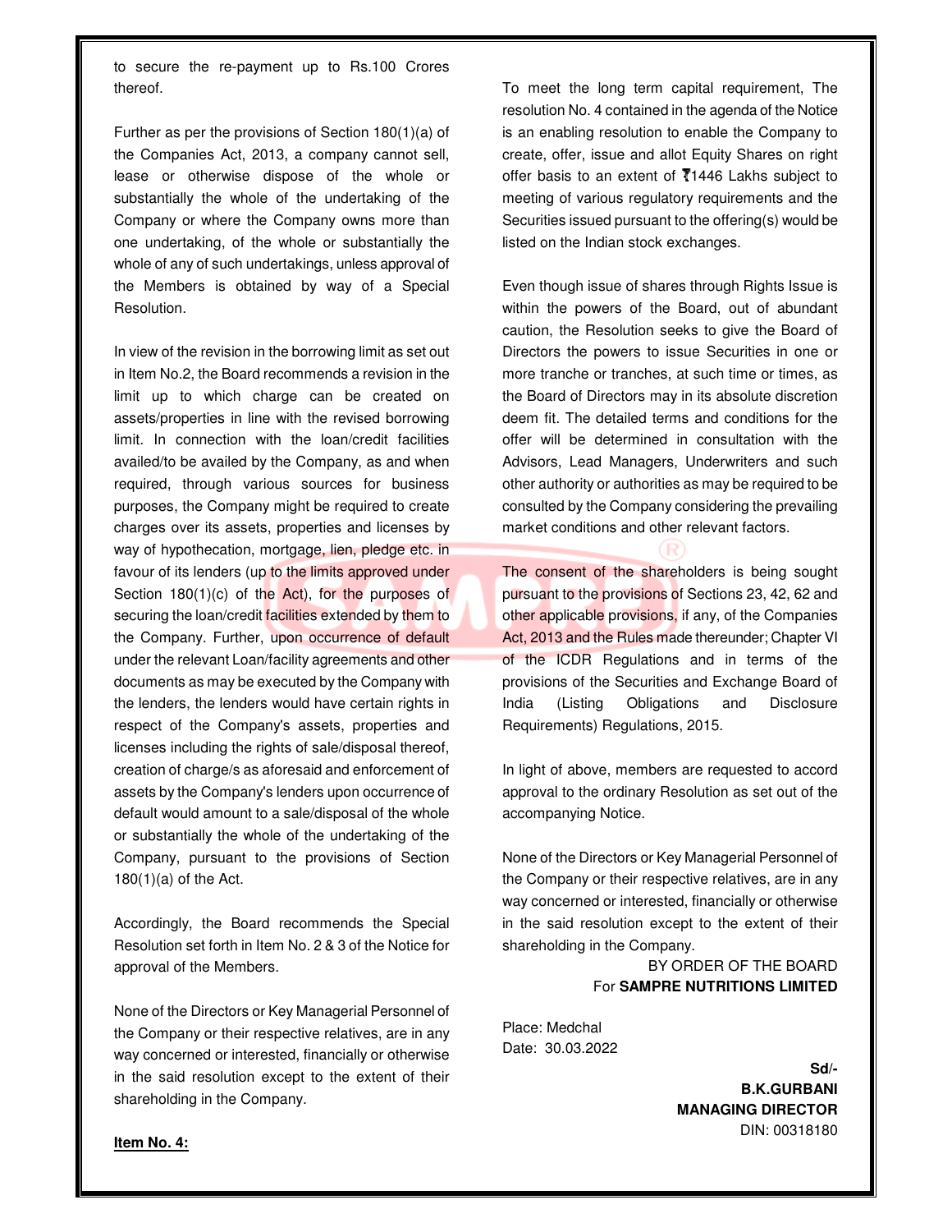to secure the re-payment up to Rs.100 Crores thereof.

Further as per the provisions of Section 180(1)(a) of the Companies Act, 2013, a company cannot sell, lease or otherwise dispose of the whole or substantially the whole of the undertaking of the Company or where the Company owns more than one undertaking, of the whole or substantially the whole of any of such undertakings, unless approval of the Members is obtained by way of a Special Resolution.

In view of the revision in the borrowing limit as set out in Item No.2, the Board recommends a revision in the limit up to which charge can be created on assets/properties in line with the revised borrowing limit. In connection with the loan/credit facilities availed/to be availed by the Company, as and when required, through various sources for business purposes, the Company might be required to create charges over its assets, properties and licenses by way of hypothecation, mortgage, lien, pledge etc. in favour of its lenders (up to the limits approved under Section 180(1)(c) of the Act), for the purposes of securing the loan/credit facilities extended by them to the Company. Further, upon occurrence of default under the relevant Loan/facility agreements and other documents as may be executed by the Company with the lenders, the lenders would have certain rights in respect of the Company's assets, properties and licenses including the rights of sale/disposal thereof, creation of charge/s as aforesaid and enforcement of assets by the Company's lenders upon occurrence of default would amount to a sale/disposal of the whole or substantially the whole of the undertaking of the Company, pursuant to the provisions of Section 180(1)(a) of the Act.

Accordingly, the Board recommends the Special Resolution set forth in Item No. 2 & 3 of the Notice for approval of the Members.

None of the Directors or Key Managerial Personnel of the Company or their respective relatives, are in any way concerned or interested, financially or otherwise in the said resolution except to the extent of their shareholding in the Company.

**Item No. 4:**

To meet the long term capital requirement, The resolution No. 4 contained in the agenda of the Notice is an enabling resolution to enable the Company to create, offer, issue and allot Equity Shares on right offer basis to an extent of ₹1446 Lakhs subject to meeting of various regulatory requirements and the Securities issued pursuant to the offering(s) would be listed on the Indian stock exchanges.

Even though issue of shares through Rights Issue is within the powers of the Board, out of abundant caution, the Resolution seeks to give the Board of Directors the powers to issue Securities in one or more tranche or tranches, at such time or times, as the Board of Directors may in its absolute discretion deem fit. The detailed terms and conditions for the offer will be determined in consultation with the Advisors, Lead Managers, Underwriters and such other authority or authorities as may be required to be consulted by the Company considering the prevailing market conditions and other relevant factors.

The consent of the shareholders is being sought pursuant to the provisions of Sections 23, 42, 62 and other applicable provisions, if any, of the Companies Act, 2013 and the Rules made thereunder; Chapter VI of the ICDR Regulations and in terms of the provisions of the Securities and Exchange Board of India (Listing Obligations and Disclosure Requirements) Regulations, 2015.

In light of above, members are requested to accord approval to the ordinary Resolution as set out of the accompanying Notice.

None of the Directors or Key Managerial Personnel of the Company or their respective relatives, are in any way concerned or interested, financially or otherwise in the said resolution except to the extent of their shareholding in the Company.

BY ORDER OF THE BOARD
For **SAMPRE NUTRITIONS LIMITED**

Place: Medchal
Date: 30.03.2022

**Sd/-**
**B.K.GURBANI**
**MANAGING DIRECTOR**
DIN: 00318180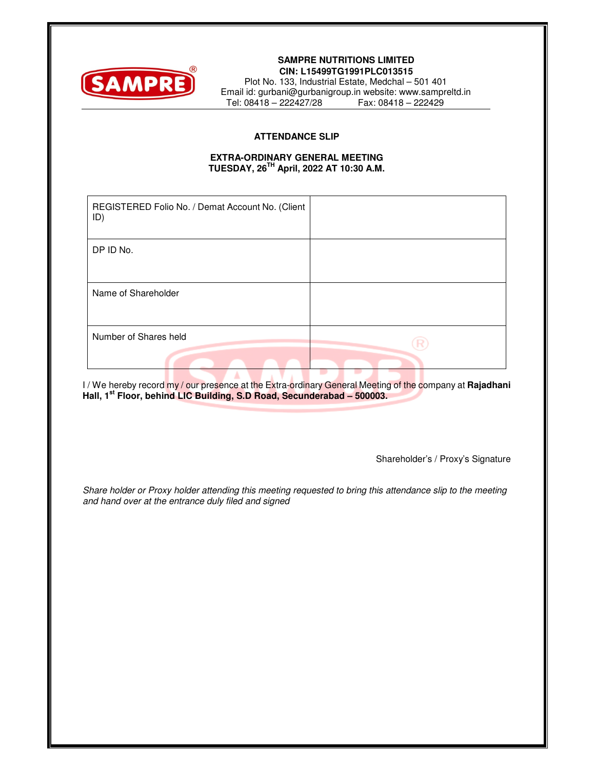**SAMPRE NUTRITIONS LIMITED**
**CIN: L15499TG1991PLC013515**
Plot No. 133, Industrial Estate, Medchal – 501 401
Email id: gurbani@gurbanigroup.in website: www.sampreltd.in
Tel: 08418 – 222427/28 Fax: 08418 – 222429

## ATTENDANCE SLIP

### EXTRA-ORDINARY GENERAL MEETING
### TUESDAY, 26TH April, 2022 AT 10:30 A.M.

| | |
|---|---|
| REGISTERED Folio No. / Demat Account No. (Client ID) | |
| DP ID No. | |
| Name of Shareholder | |
| Number of Shares held | |

I / We hereby record my / our presence at the Extra-ordinary General Meeting of the company at **Rajadhani Hall, 1st Floor, behind LIC Building, S.D Road, Secunderabad – 500003.**

Shareholder's / Proxy's Signature

*Share holder or Proxy holder attending this meeting requested to bring this attendance slip to the meeting and hand over at the entrance duly filed and signed*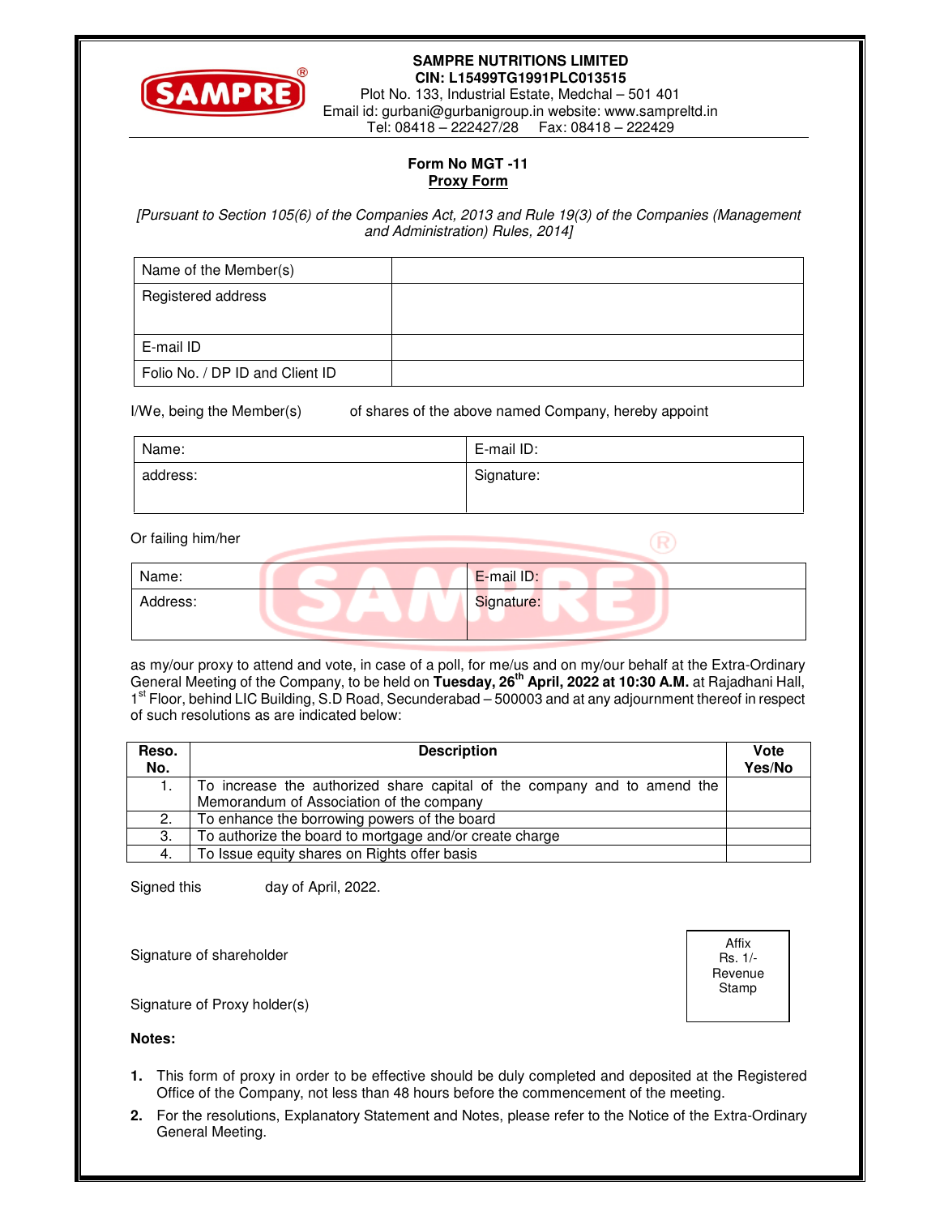**SAMPRE NUTRITIONS LIMITED**
**CIN: L15499TG1991PLC013515**
Plot No. 133, Industrial Estate, Medchal – 501 401
Email id: gurbani@gurbanigroup.in website: www.sampreltd.in
Tel: 08418 – 222427/28 Fax: 08418 – 222429

## Form No MGT -11
## Proxy Form

*[Pursuant to Section 105(6) of the Companies Act, 2013 and Rule 19(3) of the Companies (Management and Administration) Rules, 2014]*

| Name of the Member(s) | |
|---|---|
| Registered address | |
| E-mail ID | |
| Folio No. / DP ID and Client ID | |

I/We, being the Member(s) of shares of the above named Company, hereby appoint

| Name: | E-mail ID: |
|---|---|
| address: | Signature: |

Or failing him/her

| Name: | E-mail ID: |
|---|---|
| Address: | Signature: |

as my/our proxy to attend and vote, in case of a poll, for me/us and on my/our behalf at the Extra-Ordinary General Meeting of the Company, to be held on **Tuesday, 26th April, 2022 at 10:30 A.M.** at Rajadhani Hall, 1st Floor, behind LIC Building, S.D Road, Secunderabad – 500003 and at any adjournment thereof in respect of such resolutions as are indicated below:

| Reso. No. | Description | Vote Yes/No |
|---|---|---|
| 1. | To increase the authorized share capital of the company and to amend the Memorandum of Association of the company | |
| 2. | To enhance the borrowing powers of the board | |
| 3. | To authorize the board to mortgage and/or create charge | |
| 4. | To Issue equity shares on Rights offer basis | |

Signed this day of April, 2022.

Signature of shareholder

Affix Rs. 1/- Revenue Stamp

Signature of Proxy holder(s)

**Notes:**

1. This form of proxy in order to be effective should be duly completed and deposited at the Registered Office of the Company, not less than 48 hours before the commencement of the meeting.
2. For the resolutions, Explanatory Statement and Notes, please refer to the Notice of the Extra-Ordinary General Meeting.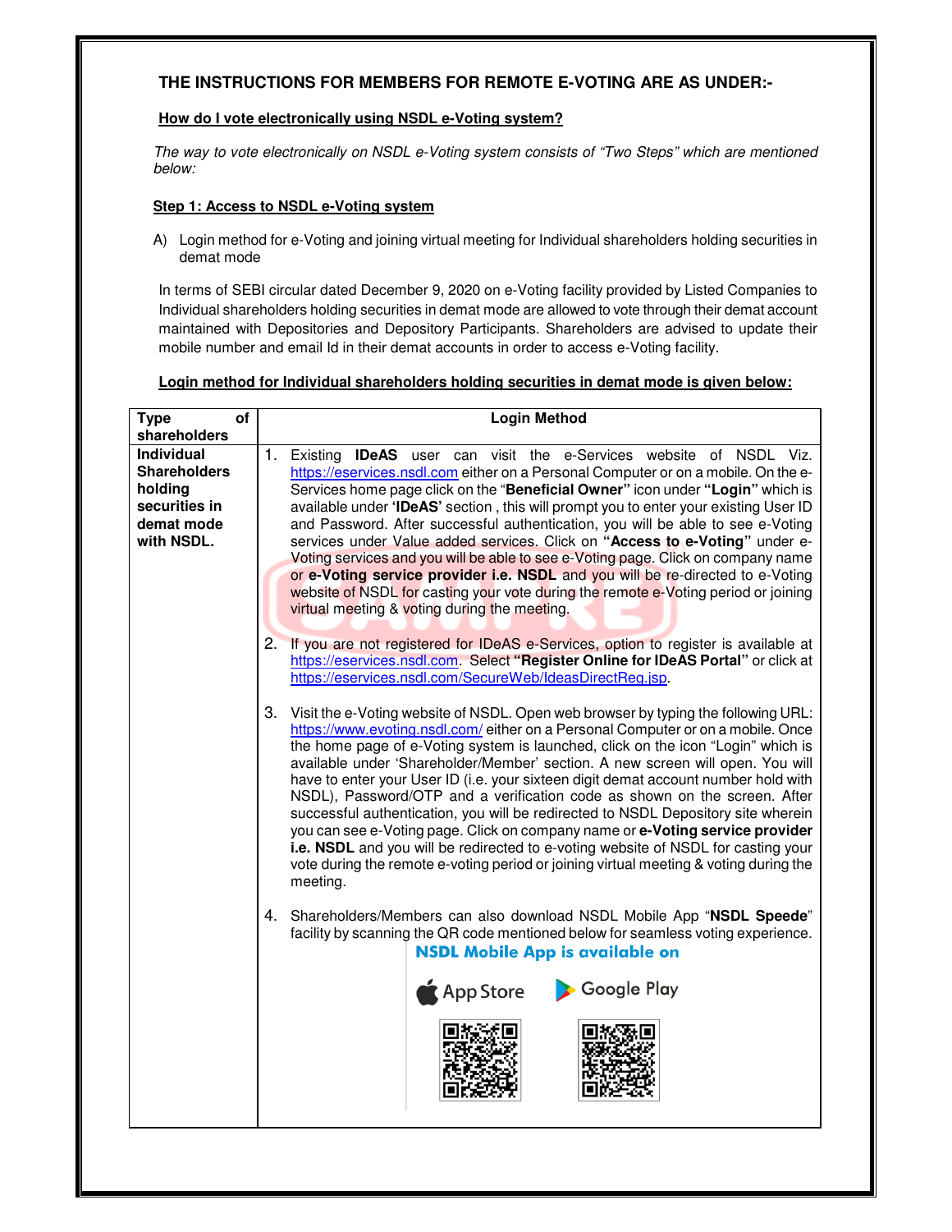## THE INSTRUCTIONS FOR MEMBERS FOR REMOTE E-VOTING ARE AS UNDER:-

**How do I vote electronically using NSDL e-Voting system?**

*The way to vote electronically on NSDL e-Voting system consists of "Two Steps" which are mentioned below:*

**Step 1: Access to NSDL e-Voting system**

A) Login method for e-Voting and joining virtual meeting for Individual shareholders holding securities in demat mode

In terms of SEBI circular dated December 9, 2020 on e-Voting facility provided by Listed Companies to Individual shareholders holding securities in demat mode are allowed to vote through their demat account maintained with Depositories and Depository Participants. Shareholders are advised to update their mobile number and email Id in their demat accounts in order to access e-Voting facility.

**Login method for Individual shareholders holding securities in demat mode is given below:**

| Type of shareholders | Login Method |
|---|---|
| **Individual Shareholders holding securities in demat mode with NSDL.** | 1. Existing **IDeAS** user can visit the e-Services website of NSDL Viz. https://eservices.nsdl.com either on a Personal Computer or on a mobile. On the e-Services home page click on the "**Beneficial Owner"** icon under **"Login"** which is available under **'IDeAS'** section , this will prompt you to enter your existing User ID and Password. After successful authentication, you will be able to see e-Voting services under Value added services. Click on **"Access to e-Voting"** under e-Voting services and you will be able to see e-Voting page. Click on company name or **e-Voting service provider i.e. NSDL** and you will be re-directed to e-Voting website of NSDL for casting your vote during the remote e-Voting period or joining virtual meeting & voting during the meeting.<br><br>2. If you are not registered for IDeAS e-Services, option to register is available at https://eservices.nsdl.com. Select **"Register Online for IDeAS Portal"** or click at https://eservices.nsdl.com/SecureWeb/IdeasDirectReg.jsp.<br><br>3. Visit the e-Voting website of NSDL. Open web browser by typing the following URL: https://www.evoting.nsdl.com/ either on a Personal Computer or on a mobile. Once the home page of e-Voting system is launched, click on the icon "Login" which is available under 'Shareholder/Member' section. A new screen will open. You will have to enter your User ID (i.e. your sixteen digit demat account number hold with NSDL), Password/OTP and a verification code as shown on the screen. After successful authentication, you will be redirected to NSDL Depository site wherein you can see e-Voting page. Click on company name or **e-Voting service provider i.e. NSDL** and you will be redirected to e-voting website of NSDL for casting your vote during the remote e-voting period or joining virtual meeting & voting during the meeting.<br><br>4. Shareholders/Members can also download NSDL Mobile App "**NSDL Speede**" facility by scanning the QR code mentioned below for seamless voting experience.<br>**NSDL Mobile App is available on**<br>App Store     Google Play |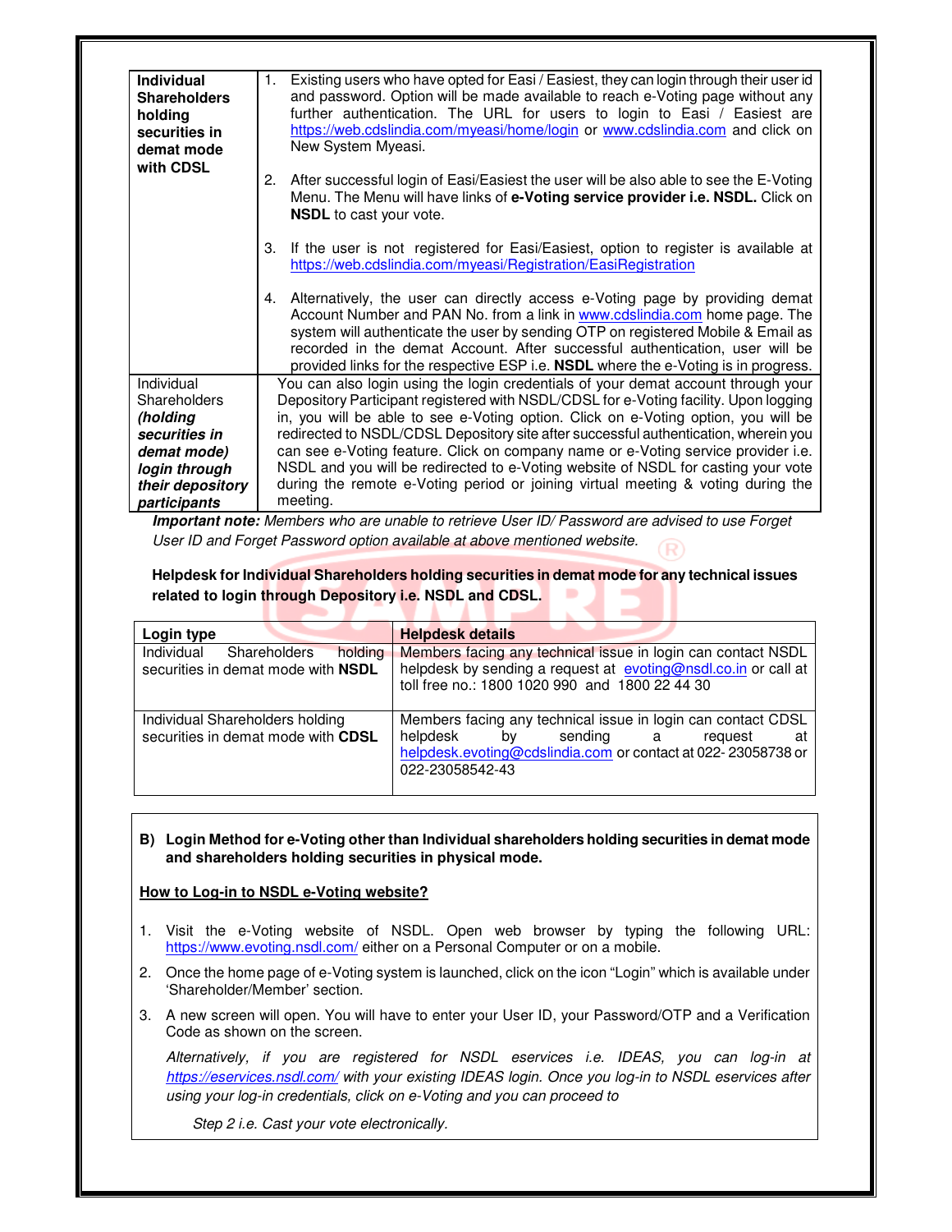| | |
|---|---|
| **Individual Shareholders holding securities in demat mode with CDSL** | 1. Existing users who have opted for Easi / Easiest, they can login through their user id and password. Option will be made available to reach e-Voting page without any further authentication. The URL for users to login to Easi / Easiest are https://web.cdslindia.com/myeasi/home/login or www.cdslindia.com and click on New System Myeasi.<br><br>2. After successful login of Easi/Easiest the user will be also able to see the E-Voting Menu. The Menu will have links of **e-Voting service provider i.e. NSDL.** Click on **NSDL** to cast your vote.<br><br>3. If the user is not registered for Easi/Easiest, option to register is available at https://web.cdslindia.com/myeasi/Registration/EasiRegistration<br><br>4. Alternatively, the user can directly access e-Voting page by providing demat Account Number and PAN No. from a link in www.cdslindia.com home page. The system will authenticate the user by sending OTP on registered Mobile & Email as recorded in the demat Account. After successful authentication, user will be provided links for the respective ESP i.e. **NSDL** where the e-Voting is in progress. |
| Individual Shareholders ***(holding securities in demat mode) login through their depository participants*** | You can also login using the login credentials of your demat account through your Depository Participant registered with NSDL/CDSL for e-Voting facility. Upon logging in, you will be able to see e-Voting option. Click on e-Voting option, you will be redirected to NSDL/CDSL Depository site after successful authentication, wherein you can see e-Voting feature. Click on company name or e-Voting service provider i.e. NSDL and you will be redirected to e-Voting website of NSDL for casting your vote during the remote e-Voting period or joining virtual meeting & voting during the meeting. |

***Important note:*** *Members who are unable to retrieve User ID/ Password are advised to use Forget User ID and Forget Password option available at above mentioned website.*

**Helpdesk for Individual Shareholders holding securities in demat mode for any technical issues related to login through Depository i.e. NSDL and CDSL.**

| **Login type** | **Helpdesk details** |
|---|---|
| Individual Shareholders holding securities in demat mode with **NSDL** | Members facing any technical issue in login can contact NSDL helpdesk by sending a request at evoting@nsdl.co.in or call at toll free no.: 1800 1020 990 and 1800 22 44 30 |
| Individual Shareholders holding securities in demat mode with **CDSL** | Members facing any technical issue in login can contact CDSL helpdesk by sending a request at helpdesk.evoting@cdslindia.com or contact at 022- 23058738 or 022-23058542-43 |

**B) Login Method for e-Voting other than Individual shareholders holding securities in demat mode and shareholders holding securities in physical mode.**

**<u>How to Log-in to NSDL e-Voting website?</u>**

1. Visit the e-Voting website of NSDL. Open web browser by typing the following URL: https://www.evoting.nsdl.com/ either on a Personal Computer or on a mobile.
2. Once the home page of e-Voting system is launched, click on the icon "Login" which is available under 'Shareholder/Member' section.
3. A new screen will open. You will have to enter your User ID, your Password/OTP and a Verification Code as shown on the screen.

   *Alternatively, if you are registered for NSDL eservices i.e. IDEAS, you can log-in at https://eservices.nsdl.com/ with your existing IDEAS login. Once you log-in to NSDL eservices after using your log-in credentials, click on e-Voting and you can proceed to*

   *Step 2 i.e. Cast your vote electronically.*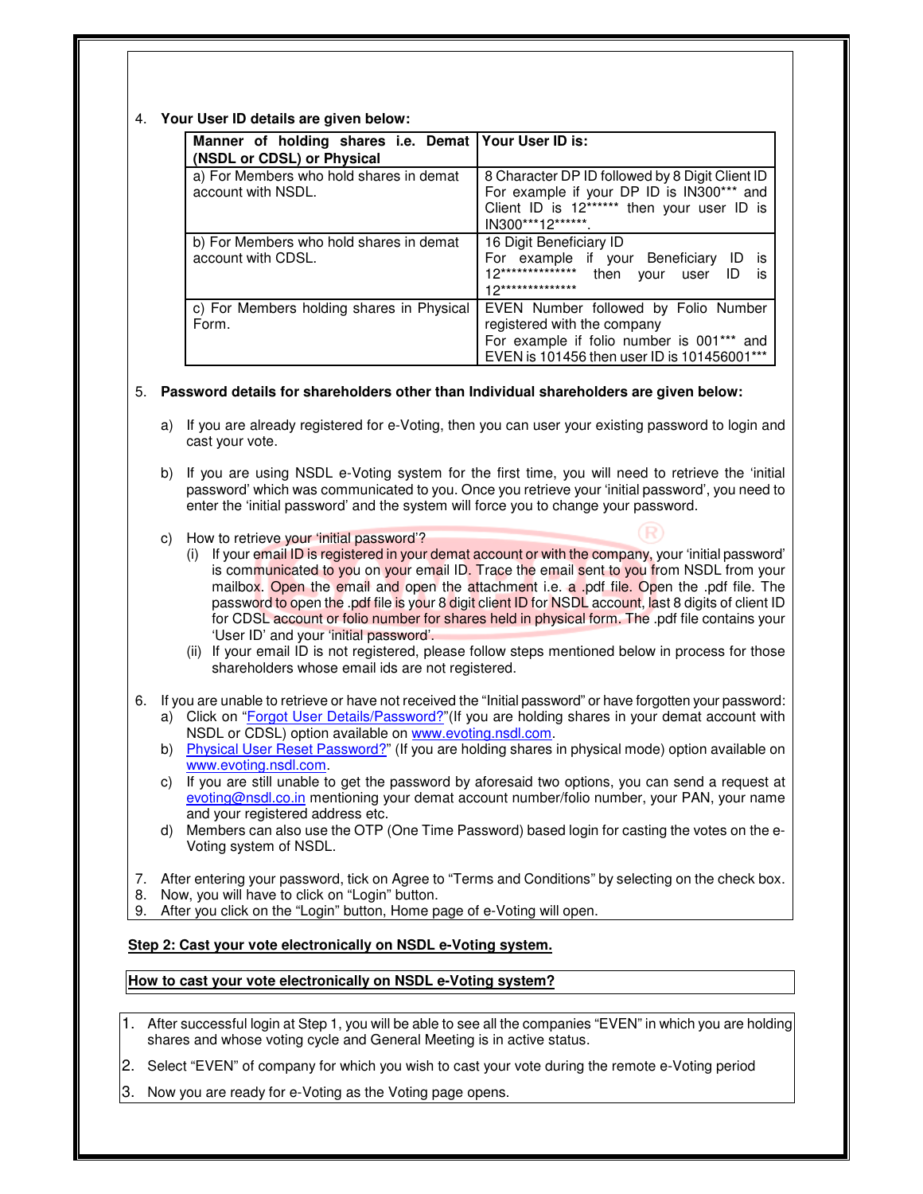4. **Your User ID details are given below:**

| Manner of holding shares i.e. Demat (NSDL or CDSL) or Physical | Your User ID is: |
|---|---|
| a) For Members who hold shares in demat account with NSDL. | 8 Character DP ID followed by 8 Digit Client ID For example if your DP ID is IN300*** and Client ID is 12****** then your user ID is IN300***12******. |
| b) For Members who hold shares in demat account with CDSL. | 16 Digit Beneficiary ID For example if your Beneficiary ID is 12************** then your user ID is 12************** |
| c) For Members holding shares in Physical Form. | EVEN Number followed by Folio Number registered with the company For example if folio number is 001*** and EVEN is 101456 then user ID is 101456001*** |

5. **Password details for shareholders other than Individual shareholders are given below:**

   a) If you are already registered for e-Voting, then you can user your existing password to login and cast your vote.

   b) If you are using NSDL e-Voting system for the first time, you will need to retrieve the 'initial password' which was communicated to you. Once you retrieve your 'initial password', you need to enter the 'initial password' and the system will force you to change your password.

   c) How to retrieve your 'initial password'?
      (i) If your email ID is registered in your demat account or with the company, your 'initial password' is communicated to you on your email ID. Trace the email sent to you from NSDL from your mailbox. Open the email and open the attachment i.e. a .pdf file. Open the .pdf file. The password to open the .pdf file is your 8 digit client ID for NSDL account, last 8 digits of client ID for CDSL account or folio number for shares held in physical form. The .pdf file contains your 'User ID' and your 'initial password'.
      (ii) If your email ID is not registered, please follow steps mentioned below in process for those shareholders whose email ids are not registered.

6. If you are unable to retrieve or have not received the "Initial password" or have forgotten your password:
   a) Click on "Forgot User Details/Password?"(If you are holding shares in your demat account with NSDL or CDSL) option available on www.evoting.nsdl.com.
   b) Physical User Reset Password?" (If you are holding shares in physical mode) option available on www.evoting.nsdl.com.
   c) If you are still unable to get the password by aforesaid two options, you can send a request at evoting@nsdl.co.in mentioning your demat account number/folio number, your PAN, your name and your registered address etc.
   d) Members can also use the OTP (One Time Password) based login for casting the votes on the e-Voting system of NSDL.

7. After entering your password, tick on Agree to "Terms and Conditions" by selecting on the check box.
8. Now, you will have to click on "Login" button.
9. After you click on the "Login" button, Home page of e-Voting will open.

**Step 2: Cast your vote electronically on NSDL e-Voting system.**

**How to cast your vote electronically on NSDL e-Voting system?**

1. After successful login at Step 1, you will be able to see all the companies "EVEN" in which you are holding shares and whose voting cycle and General Meeting is in active status.
2. Select "EVEN" of company for which you wish to cast your vote during the remote e-Voting period
3. Now you are ready for e-Voting as the Voting page opens.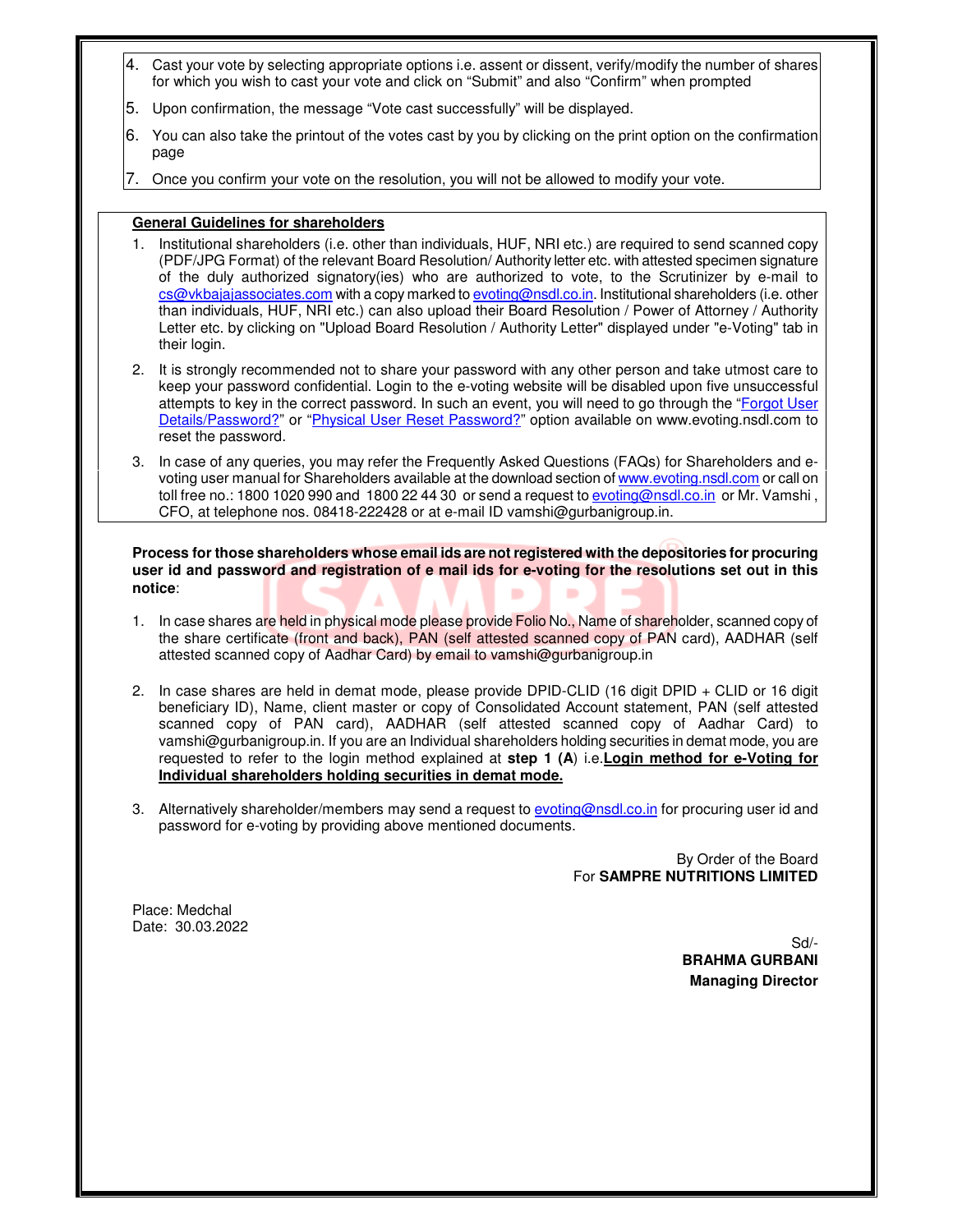4. Cast your vote by selecting appropriate options i.e. assent or dissent, verify/modify the number of shares for which you wish to cast your vote and click on "Submit" and also "Confirm" when prompted
5. Upon confirmation, the message "Vote cast successfully" will be displayed.
6. You can also take the printout of the votes cast by you by clicking on the print option on the confirmation page
7. Once you confirm your vote on the resolution, you will not be allowed to modify your vote.

**General Guidelines for shareholders**

1. Institutional shareholders (i.e. other than individuals, HUF, NRI etc.) are required to send scanned copy (PDF/JPG Format) of the relevant Board Resolution/ Authority letter etc. with attested specimen signature of the duly authorized signatory(ies) who are authorized to vote, to the Scrutinizer by e-mail to cs@vkbajajassociates.com with a copy marked to evoting@nsdl.co.in. Institutional shareholders (i.e. other than individuals, HUF, NRI etc.) can also upload their Board Resolution / Power of Attorney / Authority Letter etc. by clicking on "Upload Board Resolution / Authority Letter" displayed under "e-Voting" tab in their login.
2. It is strongly recommended not to share your password with any other person and take utmost care to keep your password confidential. Login to the e-voting website will be disabled upon five unsuccessful attempts to key in the correct password. In such an event, you will need to go through the "Forgot User Details/Password?" or "Physical User Reset Password?" option available on www.evoting.nsdl.com to reset the password.
3. In case of any queries, you may refer the Frequently Asked Questions (FAQs) for Shareholders and e-voting user manual for Shareholders available at the download section of www.evoting.nsdl.com or call on toll free no.: 1800 1020 990 and 1800 22 44 30 or send a request to evoting@nsdl.co.in or Mr. Vamshi , CFO, at telephone nos. 08418-222428 or at e-mail ID vamshi@gurbanigroup.in.

**Process for those shareholders whose email ids are not registered with the depositories for procuring user id and password and registration of e mail ids for e-voting for the resolutions set out in this notice**:

1. In case shares are held in physical mode please provide Folio No., Name of shareholder, scanned copy of the share certificate (front and back), PAN (self attested scanned copy of PAN card), AADHAR (self attested scanned copy of Aadhar Card) by email to vamshi@gurbanigroup.in
2. In case shares are held in demat mode, please provide DPID-CLID (16 digit DPID + CLID or 16 digit beneficiary ID), Name, client master or copy of Consolidated Account statement, PAN (self attested scanned copy of PAN card), AADHAR (self attested scanned copy of Aadhar Card) to vamshi@gurbanigroup.in. If you are an Individual shareholders holding securities in demat mode, you are requested to refer to the login method explained at **step 1 (A**) i.e.**Login method for e-Voting for Individual shareholders holding securities in demat mode.**
3. Alternatively shareholder/members may send a request to evoting@nsdl.co.in for procuring user id and password for e-voting by providing above mentioned documents.

By Order of the Board
For **SAMPRE NUTRITIONS LIMITED**

Place: Medchal
Date: 30.03.2022

Sd/-
**BRAHMA GURBANI**
**Managing Director**